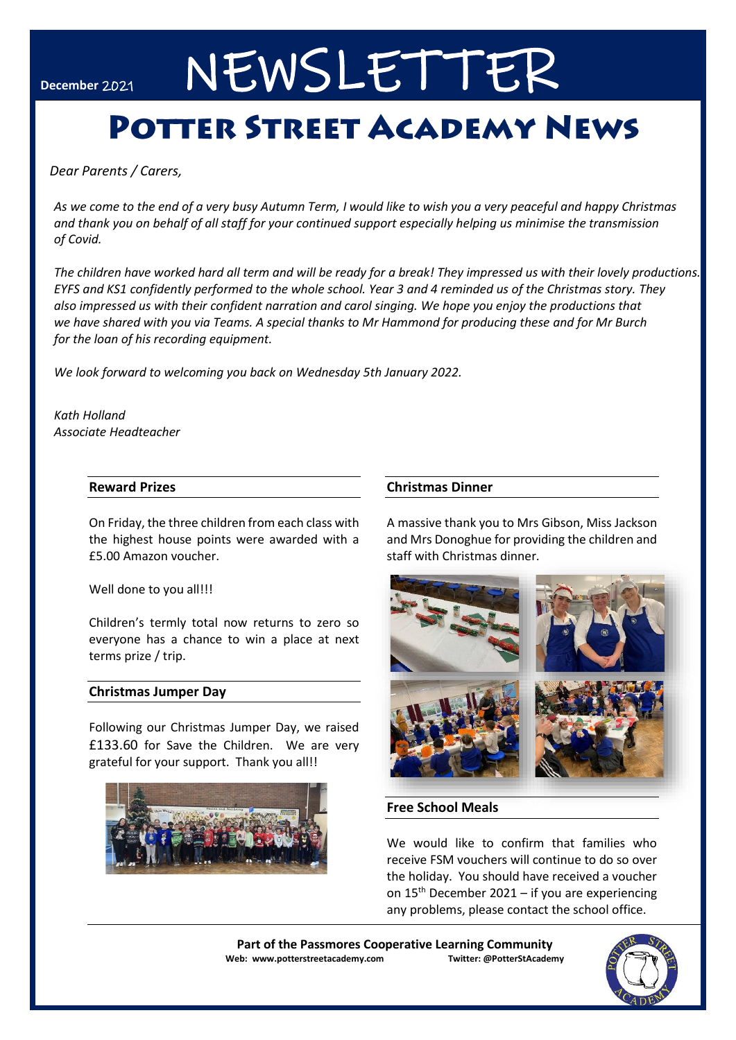December 2021

# NEWSLETTER

# Potter Street Academy News

*Dear Parents / Carers,*

*As we come to the end of a very busy Autumn Term, I would like to wish you a very peaceful and happy Christmas and thank you on behalf of all staff for your continued support especially helping us minimise the transmission of Covid.*

*The children have worked hard all term and will be ready for a break! They impressed us with their lovely productions. EYFS and KS1 confidently performed to the whole school. Year 3 and 4 reminded us of the Christmas story. They also impressed us with their confident narration and carol singing. We hope you enjoy the productions that we have shared with you via Teams. A special thanks to Mr Hammond for producing these and for Mr Burch for the loan of his recording equipment.*

*We look forward to welcoming you back on Wednesday 5th January 2022.*

*Kath Holland*
*Associate Headteacher*

## Reward Prizes

On Friday, the three children from each class with the highest house points were awarded with a £5.00 Amazon voucher.

Well done to you all!!!

Children's termly total now returns to zero so everyone has a chance to win a place at next terms prize / trip.

## Christmas Jumper Day

Following our Christmas Jumper Day, we raised £133.60 for Save the Children. We are very grateful for your support. Thank you all!!

## Christmas Dinner

A massive thank you to Mrs Gibson, Miss Jackson and Mrs Donoghue for providing the children and staff with Christmas dinner.

## Free School Meals

We would like to confirm that families who receive FSM vouchers will continue to do so over the holiday. You should have received a voucher on 15th December 2021 – if you are experiencing any problems, please contact the school office.

**Part of the Passmores Cooperative Learning Community**
**Web: www.potterstreetacademy.com** **Twitter: @PotterStAcademy**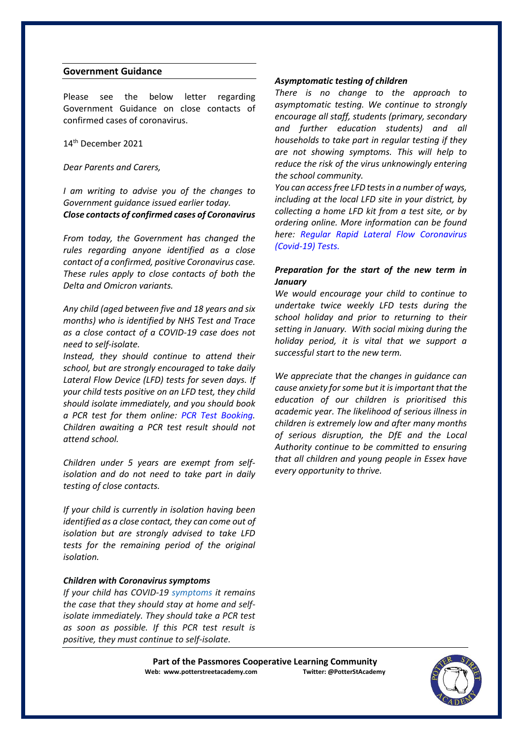## Government Guidance

Please see the below letter regarding Government Guidance on close contacts of confirmed cases of coronavirus.

14th December 2021

*Dear Parents and Carers,*

*I am writing to advise you of the changes to Government guidance issued earlier today.*

***Close contacts of confirmed cases of Coronavirus***

*From today, the Government has changed the rules regarding anyone identified as a close contact of a confirmed, positive Coronavirus case. These rules apply to close contacts of both the Delta and Omicron variants.*

*Any child (aged between five and 18 years and six months) who is identified by NHS Test and Trace as a close contact of a COVID-19 case does not need to self-isolate.*

*Instead, they should continue to attend their school, but are strongly encouraged to take daily Lateral Flow Device (LFD) tests for seven days. If your child tests positive on an LFD test, they child should isolate immediately, and you should book a PCR test for them online: PCR Test Booking. Children awaiting a PCR test result should not attend school.*

*Children under 5 years are exempt from self-isolation and do not need to take part in daily testing of close contacts.*

*If your child is currently in isolation having been identified as a close contact, they can come out of isolation but are strongly advised to take LFD tests for the remaining period of the original isolation.*

***Children with Coronavirus symptoms***

*If your child has COVID-19 symptoms it remains the case that they should stay at home and self-isolate immediately. They should take a PCR test as soon as possible. If this PCR test result is positive, they must continue to self-isolate.*

***Asymptomatic testing of children***

*There is no change to the approach to asymptomatic testing. We continue to strongly encourage all staff, students (primary, secondary and further education students) and all households to take part in regular testing if they are not showing symptoms. This will help to reduce the risk of the virus unknowingly entering the school community.*

*You can access free LFD tests in a number of ways, including at the local LFD site in your district, by collecting a home LFD kit from a test site, or by ordering online. More information can be found here: Regular Rapid Lateral Flow Coronavirus (Covid-19) Tests.*

***Preparation for the start of the new term in January***

*We would encourage your child to continue to undertake twice weekly LFD tests during the school holiday and prior to returning to their setting in January. With social mixing during the holiday period, it is vital that we support a successful start to the new term.*

*We appreciate that the changes in guidance can cause anxiety for some but it is important that the education of our children is prioritised this academic year. The likelihood of serious illness in children is extremely low and after many months of serious disruption, the DfE and the Local Authority continue to be committed to ensuring that all children and young people in Essex have every opportunity to thrive.*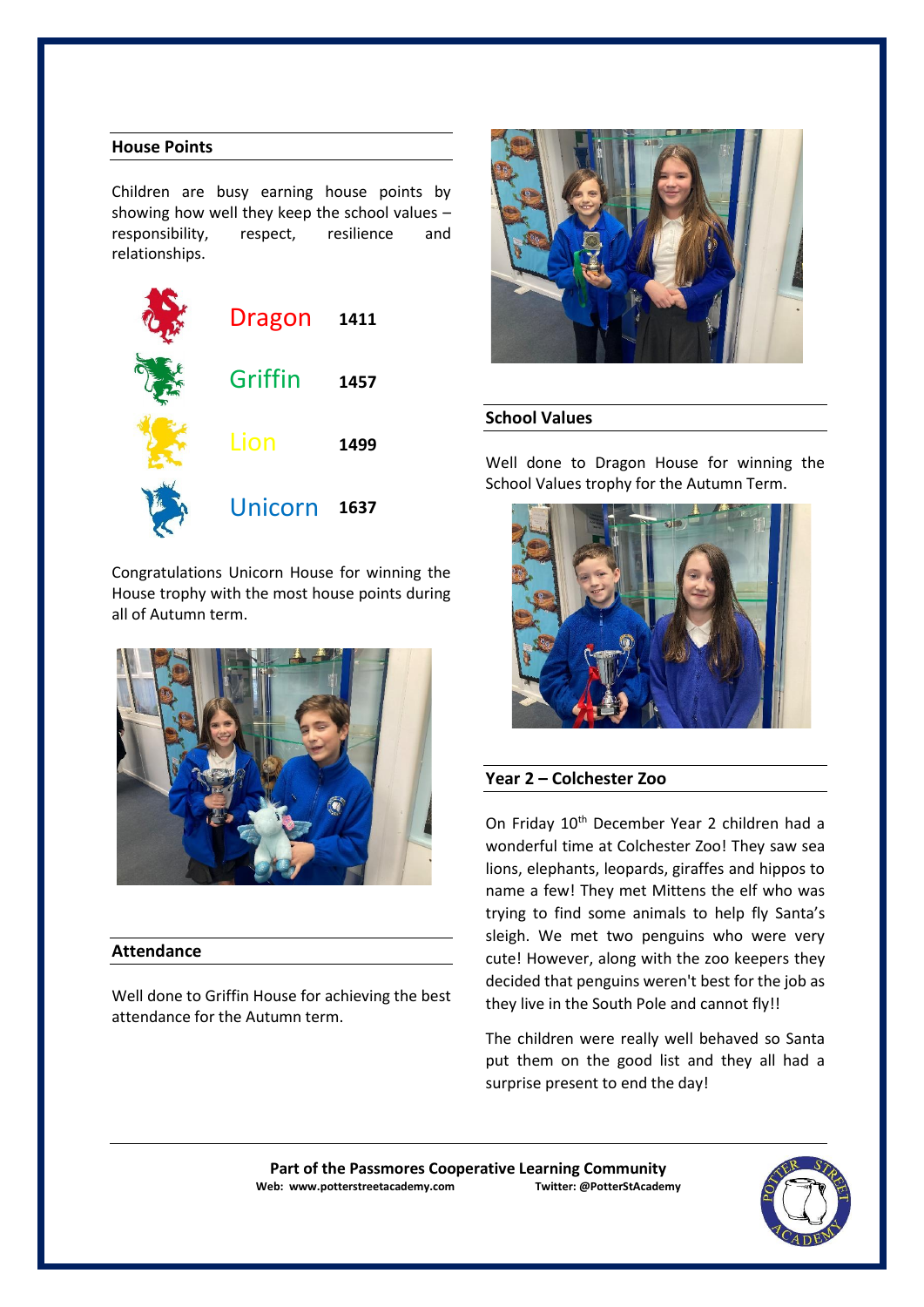## House Points

Children are busy earning house points by showing how well they keep the school values – responsibility, respect, resilience and relationships.

| House | Points |
|---|---|
| Dragon | 1411 |
| Griffin | 1457 |
| Lion | 1499 |
| Unicorn | 1637 |

Congratulations Unicorn House for winning the House trophy with the most house points during all of Autumn term.

## Attendance

Well done to Griffin House for achieving the best attendance for the Autumn term.

## School Values

Well done to Dragon House for winning the School Values trophy for the Autumn Term.

## Year 2 – Colchester Zoo

On Friday 10th December Year 2 children had a wonderful time at Colchester Zoo! They saw sea lions, elephants, leopards, giraffes and hippos to name a few! They met Mittens the elf who was trying to find some animals to help fly Santa's sleigh. We met two penguins who were very cute! However, along with the zoo keepers they decided that penguins weren't best for the job as they live in the South Pole and cannot fly!!

The children were really well behaved so Santa put them on the good list and they all had a surprise present to end the day!

**Part of the Passmores Cooperative Learning Community**
**Web: www.potterstreetacademy.com** **Twitter: @PotterStAcademy**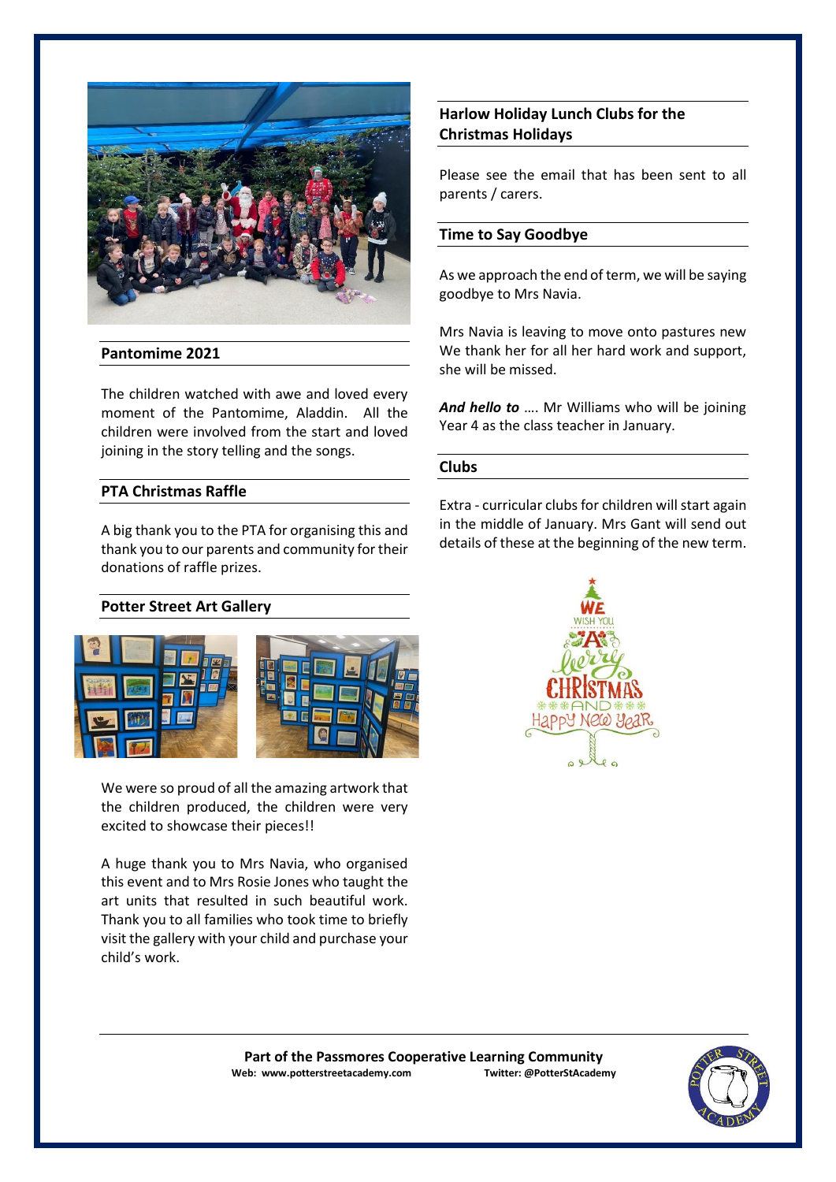## Pantomime 2021

The children watched with awe and loved every moment of the Pantomime, Aladdin. All the children were involved from the start and loved joining in the story telling and the songs.

## PTA Christmas Raffle

A big thank you to the PTA for organising this and thank you to our parents and community for their donations of raffle prizes.

## Potter Street Art Gallery

We were so proud of all the amazing artwork that the children produced, the children were very excited to showcase their pieces!!

A huge thank you to Mrs Navia, who organised this event and to Mrs Rosie Jones who taught the art units that resulted in such beautiful work. Thank you to all families who took time to briefly visit the gallery with your child and purchase your child's work.

## Harlow Holiday Lunch Clubs for the Christmas Holidays

Please see the email that has been sent to all parents / carers.

## Time to Say Goodbye

As we approach the end of term, we will be saying goodbye to Mrs Navia.

Mrs Navia is leaving to move onto pastures new We thank her for all her hard work and support, she will be missed.

***And hello to*** …. Mr Williams who will be joining Year 4 as the class teacher in January.

## Clubs

Extra - curricular clubs for children will start again in the middle of January. Mrs Gant will send out details of these at the beginning of the new term.

**Part of the Passmores Cooperative Learning Community**

**Web: www.potterstreetacademy.com** **Twitter: @PotterStAcademy**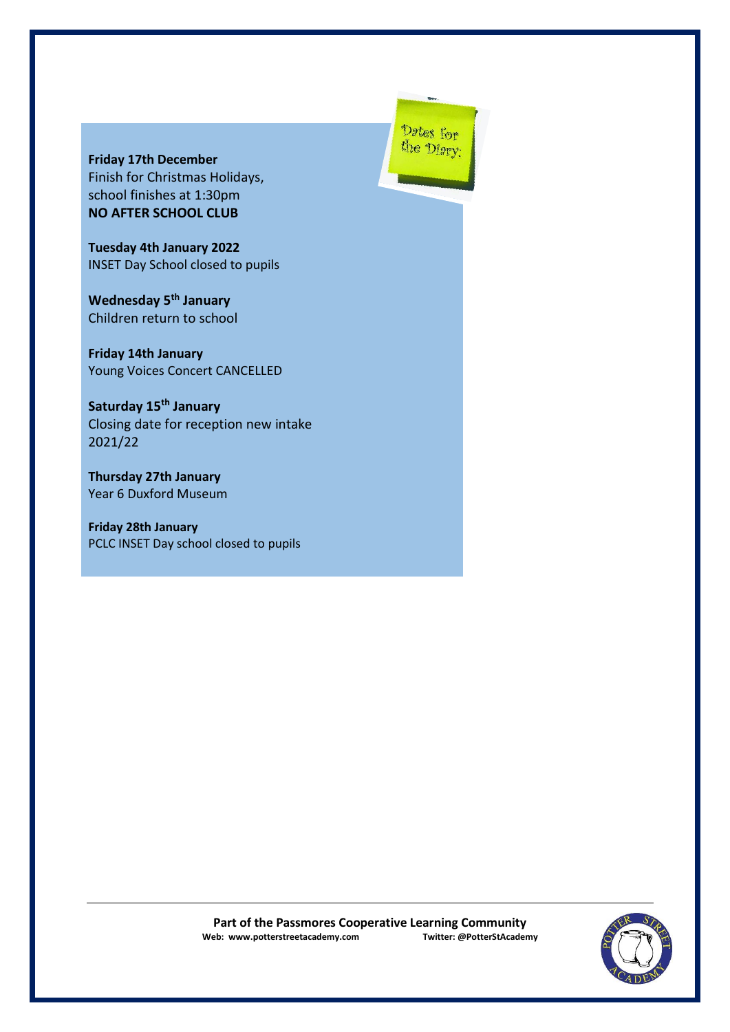Dates for the Diary:

**Friday 17th December**
Finish for Christmas Holidays, school finishes at 1:30pm
**NO AFTER SCHOOL CLUB**

**Tuesday 4th January 2022**
INSET Day School closed to pupils

**Wednesday 5th January**
Children return to school

**Friday 14th January**
Young Voices Concert CANCELLED

**Saturday 15th January**
Closing date for reception new intake 2021/22

**Thursday 27th January**
Year 6 Duxford Museum

**Friday 28th January**
PCLC INSET Day school closed to pupils

**Part of the Passmores Cooperative Learning Community**
**Web: www.potterstreetacademy.com** **Twitter: @PotterStAcademy**